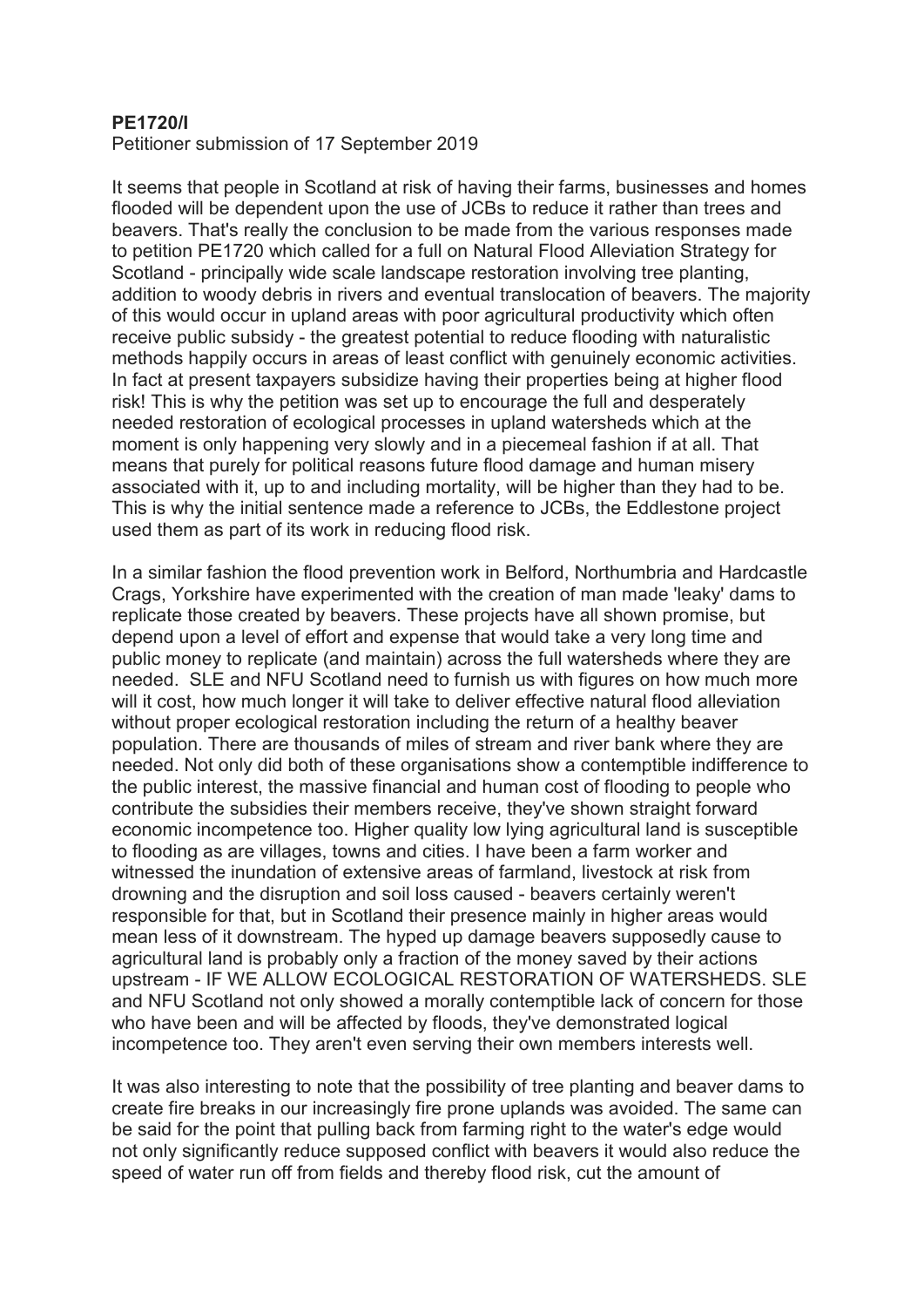**PE1720/I**

Petitioner submission of 17 September 2019

It seems that people in Scotland at risk of having their farms, businesses and homes flooded will be dependent upon the use of JCBs to reduce it rather than trees and beavers. That's really the conclusion to be made from the various responses made to petition PE1720 which called for a full on Natural Flood Alleviation Strategy for Scotland - principally wide scale landscape restoration involving tree planting, addition to woody debris in rivers and eventual translocation of beavers. The majority of this would occur in upland areas with poor agricultural productivity which often receive public subsidy - the greatest potential to reduce flooding with naturalistic methods happily occurs in areas of least conflict with genuinely economic activities. In fact at present taxpayers subsidize having their properties being at higher flood risk! This is why the petition was set up to encourage the full and desperately needed restoration of ecological processes in upland watersheds which at the moment is only happening very slowly and in a piecemeal fashion if at all. That means that purely for political reasons future flood damage and human misery associated with it, up to and including mortality, will be higher than they had to be. This is why the initial sentence made a reference to JCBs, the Eddlestone project used them as part of its work in reducing flood risk.

In a similar fashion the flood prevention work in Belford, Northumbria and Hardcastle Crags, Yorkshire have experimented with the creation of man made 'leaky' dams to replicate those created by beavers. These projects have all shown promise, but depend upon a level of effort and expense that would take a very long time and public money to replicate (and maintain) across the full watersheds where they are needed. SLE and NFU Scotland need to furnish us with figures on how much more will it cost, how much longer it will take to deliver effective natural flood alleviation without proper ecological restoration including the return of a healthy beaver population. There are thousands of miles of stream and river bank where they are needed. Not only did both of these organisations show a contemptible indifference to the public interest, the massive financial and human cost of flooding to people who contribute the subsidies their members receive, they've shown straight forward economic incompetence too. Higher quality low lying agricultural land is susceptible to flooding as are villages, towns and cities. I have been a farm worker and witnessed the inundation of extensive areas of farmland, livestock at risk from drowning and the disruption and soil loss caused - beavers certainly weren't responsible for that, but in Scotland their presence mainly in higher areas would mean less of it downstream. The hyped up damage beavers supposedly cause to agricultural land is probably only a fraction of the money saved by their actions upstream - IF WE ALLOW ECOLOGICAL RESTORATION OF WATERSHEDS. SLE and NFU Scotland not only showed a morally contemptible lack of concern for those who have been and will be affected by floods, they've demonstrated logical incompetence too. They aren't even serving their own members interests well.

It was also interesting to note that the possibility of tree planting and beaver dams to create fire breaks in our increasingly fire prone uplands was avoided. The same can be said for the point that pulling back from farming right to the water's edge would not only significantly reduce supposed conflict with beavers it would also reduce the speed of water run off from fields and thereby flood risk, cut the amount of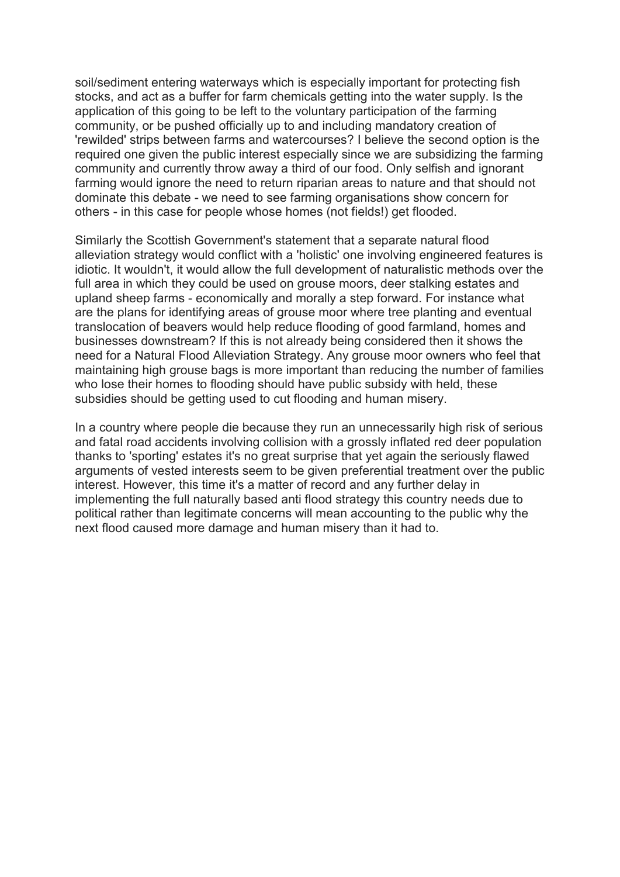soil/sediment entering waterways which is especially important for protecting fish stocks, and act as a buffer for farm chemicals getting into the water supply. Is the application of this going to be left to the voluntary participation of the farming community, or be pushed officially up to and including mandatory creation of 'rewilded' strips between farms and watercourses? I believe the second option is the required one given the public interest especially since we are subsidizing the farming community and currently throw away a third of our food. Only selfish and ignorant farming would ignore the need to return riparian areas to nature and that should not dominate this debate - we need to see farming organisations show concern for others - in this case for people whose homes (not fields!) get flooded.

Similarly the Scottish Government's statement that a separate natural flood alleviation strategy would conflict with a 'holistic' one involving engineered features is idiotic. It wouldn't, it would allow the full development of naturalistic methods over the full area in which they could be used on grouse moors, deer stalking estates and upland sheep farms - economically and morally a step forward. For instance what are the plans for identifying areas of grouse moor where tree planting and eventual translocation of beavers would help reduce flooding of good farmland, homes and businesses downstream? If this is not already being considered then it shows the need for a Natural Flood Alleviation Strategy. Any grouse moor owners who feel that maintaining high grouse bags is more important than reducing the number of families who lose their homes to flooding should have public subsidy with held, these subsidies should be getting used to cut flooding and human misery.

In a country where people die because they run an unnecessarily high risk of serious and fatal road accidents involving collision with a grossly inflated red deer population thanks to 'sporting' estates it's no great surprise that yet again the seriously flawed arguments of vested interests seem to be given preferential treatment over the public interest. However, this time it's a matter of record and any further delay in implementing the full naturally based anti flood strategy this country needs due to political rather than legitimate concerns will mean accounting to the public why the next flood caused more damage and human misery than it had to.